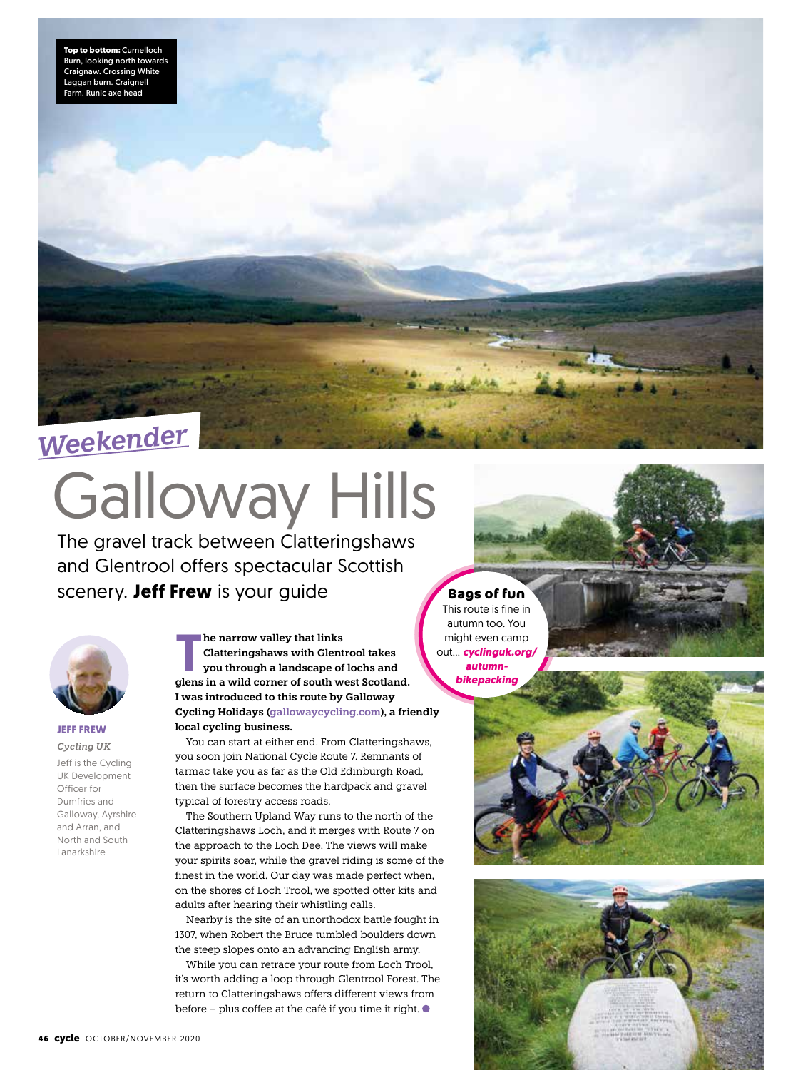**Top to bottom:** Curnelloch Burn, looking north towards Craignaw. Crossing White Laggan burn. Craignell Farm. Runic axe head

*Weekender*

# Galloway Hills

## The gravel track between Clatteringshaws and Glentrool offers spectacular Scottish scenery. **Jeff Frew** is your guide

**JEFF FREW**

*Cycling UK*

Jeff is the Cycling UK Development Officer for Dumfries and Galloway, Ayrshire and Arran, and North and South Lanarkshire

**The narrow valley that links Clatteringshaws with Glentrool takes you through a landscape of lochs and glens in a wild corner of south west Scotland. I was introduced to this route by Galloway Cycling Holidays (gallowaycycling.com), a friendly local cycling business.**

You can start at either end. From Clatteringshaws, you soon join National Cycle Route 7. Remnants of tarmac take you as far as the Old Edinburgh Road, then the surface becomes the hardpack and gravel typical of forestry access roads.

The Southern Upland Way runs to the north of the Clatteringshaws Loch, and it merges with Route 7 on the approach to the Loch Dee. The views will make your spirits soar, while the gravel riding is some of the finest in the world. Our day was made perfect when, on the shores of Loch Trool, we spotted otter kits and adults after hearing their whistling calls.

Nearby is the site of an unorthodox battle fought in 1307, when Robert the Bruce tumbled boulders down the steep slopes onto an advancing English army.

While you can retrace your route from Loch Trool, it's worth adding a loop through Glentrool Forest. The return to Clatteringshaws offers different views from before – plus coffee at the café if you time it right.

**Bags of fun**

This route is fine in autumn too. You might even camp out… ***cyclinguk.org/autumn-bikepacking***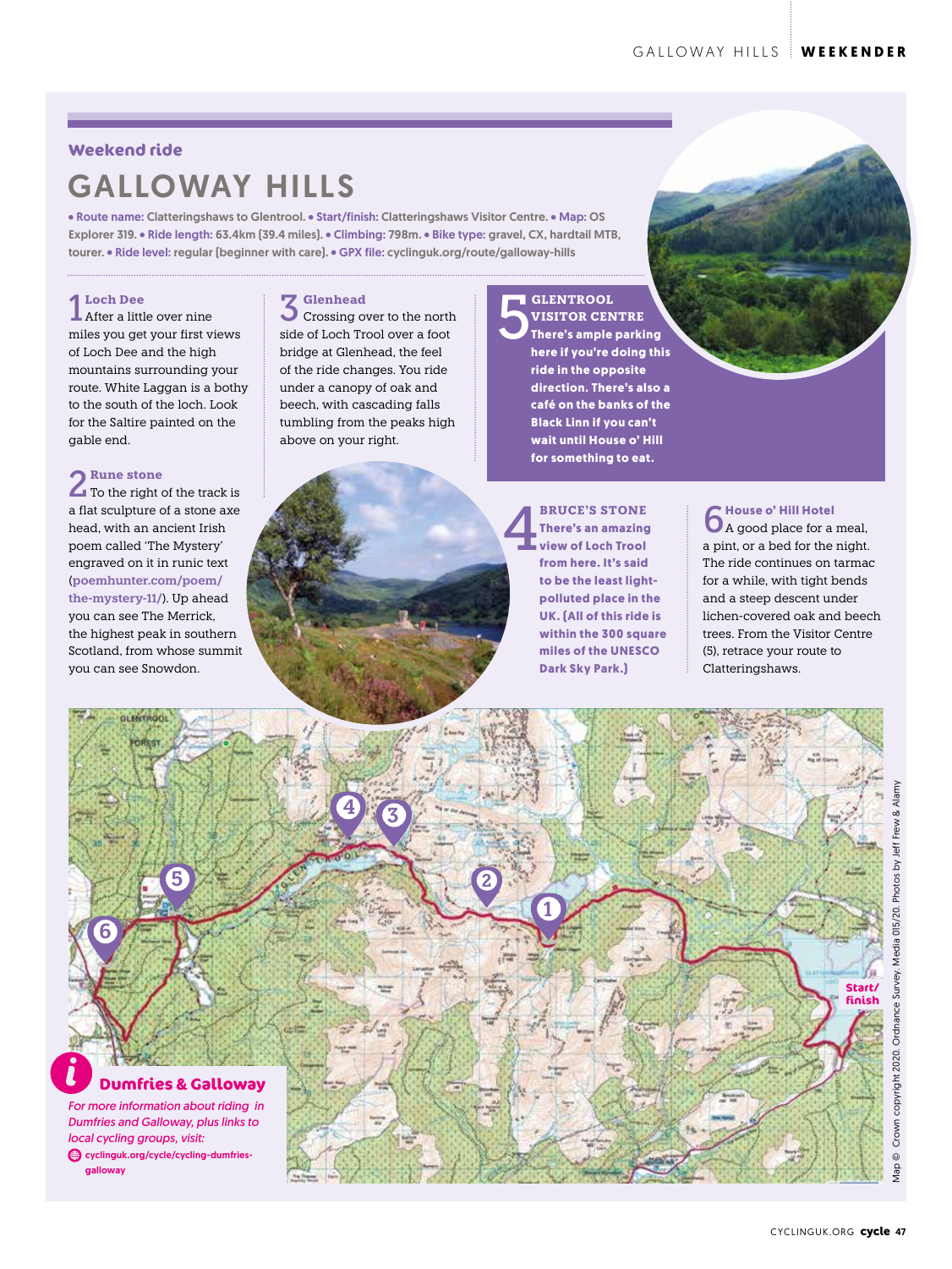**Weekend ride**

# GALLOWAY HILLS

• **Route name:** Clatteringshaws to Glentrool. • **Start/finish:** Clatteringshaws Visitor Centre. • **Map:** OS Explorer 319. • **Ride length:** 63.4km (39.4 miles). • **Climbing:** 798m. • **Bike type:** gravel, CX, hardtail MTB, tourer. • **Ride level:** regular (beginner with care). • **GPX file:** cyclinguk.org/route/galloway-hills

### 1 Loch Dee

After a little over nine miles you get your first views of Loch Dee and the high mountains surrounding your route. White Laggan is a bothy to the south of the loch. Look for the Saltire painted on the gable end.

### 2 Rune stone

To the right of the track is a flat sculpture of a stone axe head, with an ancient Irish poem called 'The Mystery' engraved on it in runic text (poemhunter.com/poem/the-mystery-11/). Up ahead you can see The Merrick, the highest peak in southern Scotland, from whose summit you can see Snowdon.

### 3 Glenhead

Crossing over to the north side of Loch Trool over a foot bridge at Glenhead, the feel of the ride changes. You ride under a canopy of oak and beech, with cascading falls tumbling from the peaks high above on your right.

### 5 GLENTROOL VISITOR CENTRE

**There's ample parking here if you're doing this ride in the opposite direction. There's also a café on the banks of the Black Linn if you can't wait until House o' Hill for something to eat.**

### 4 BRUCE'S STONE

**There's an amazing view of Loch Trool from here. It's said to be the least light-polluted place in the UK. (All of this ride is within the 300 square miles of the UNESCO Dark Sky Park.)**

### 6 House o' Hill Hotel

A good place for a meal, a pint, or a bed for the night. The ride continues on tarmac for a while, with tight bends and a steep descent under lichen-covered oak and beech trees. From the Visitor Centre (5), retrace your route to Clatteringshaws.

Start/finish

## Dumfries & Galloway

*For more information about riding in Dumfries and Galloway, plus links to local cycling groups, visit:*

cyclinguk.org/cycle/cycling-dumfries-galloway

Map © Crown copyright 2020. Ordnance Survey. Media 015/20. Photos by Jeff Frew & Alamy